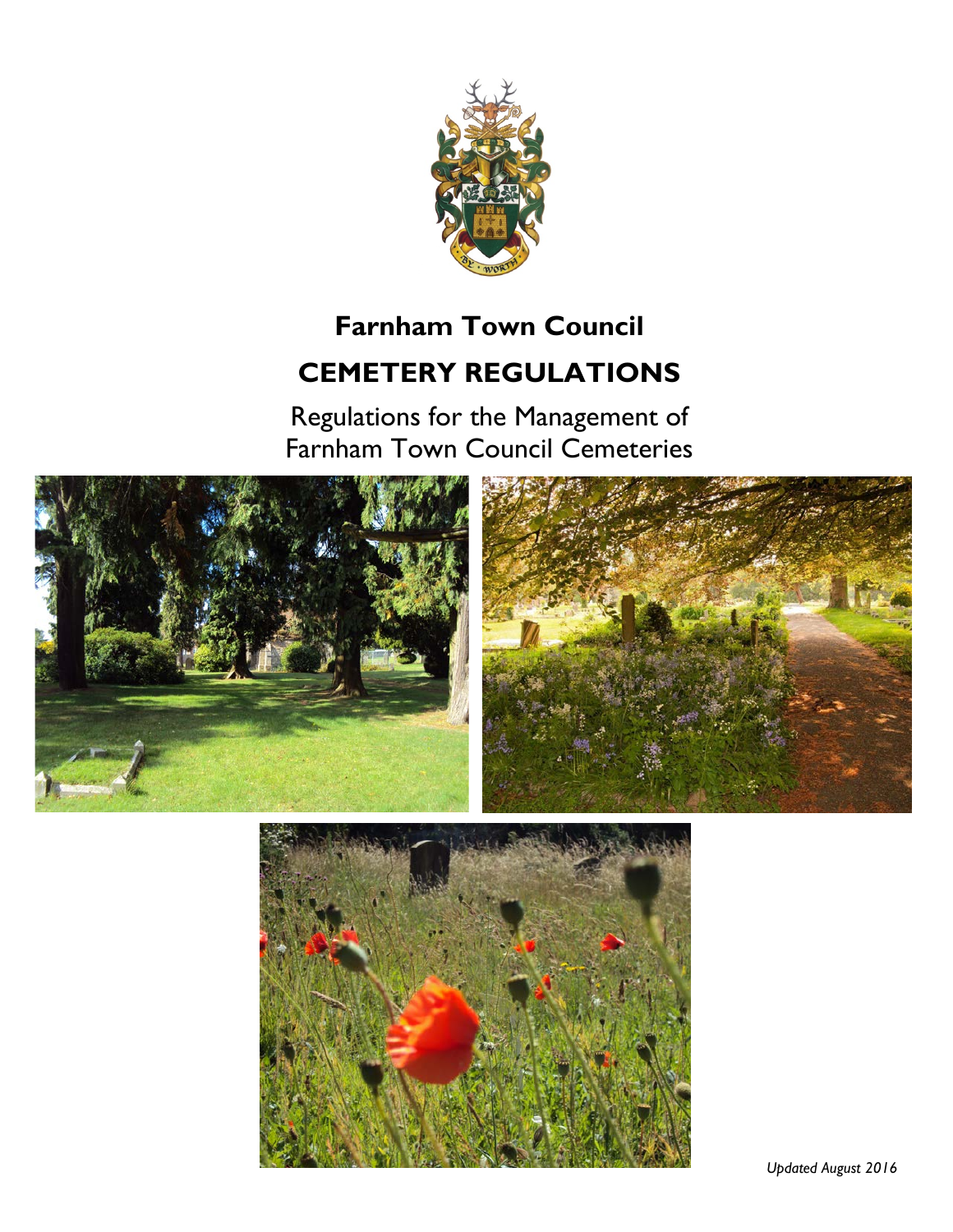# Farnham Town Council

# CEMETERY REGULATIONS

Regulations for the Management of Farnham Town Council Cemeteries

*Updated August 2016*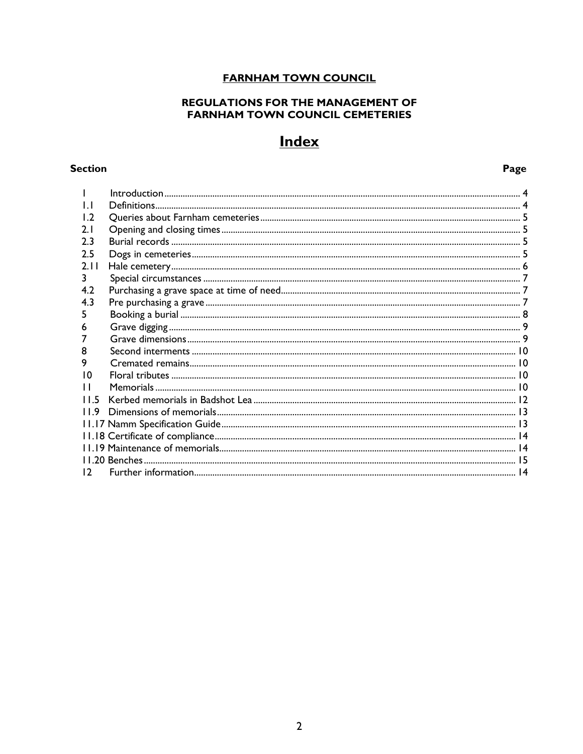**FARNHAM TOWN COUNCIL**

**REGULATIONS FOR THE MANAGEMENT OF FARNHAM TOWN COUNCIL CEMETERIES**

# Index

| Section | | Page |
|---|---|---|
| 1 | Introduction | 4 |
| 1.1 | Definitions | 4 |
| 1.2 | Queries about Farnham cemeteries | 5 |
| 2.1 | Opening and closing times | 5 |
| 2.3 | Burial records | 5 |
| 2.5 | Dogs in cemeteries | 5 |
| 2.11 | Hale cemetery | 6 |
| 3 | Special circumstances | 7 |
| 4.2 | Purchasing a grave space at time of need | 7 |
| 4.3 | Pre purchasing a grave | 7 |
| 5 | Booking a burial | 8 |
| 6 | Grave digging | 9 |
| 7 | Grave dimensions | 9 |
| 8 | Second interments | 10 |
| 9 | Cremated remains | 10 |
| 10 | Floral tributes | 10 |
| 11 | Memorials | 10 |
| 11.5 | Kerbed memorials in Badshot Lea | 12 |
| 11.9 | Dimensions of memorials | 13 |
| 11.17 | Namm Specification Guide | 13 |
| 11.18 | Certificate of compliance | 14 |
| 11.19 | Maintenance of memorials | 14 |
| 11.20 | Benches | 15 |
| 12 | Further information | 14 |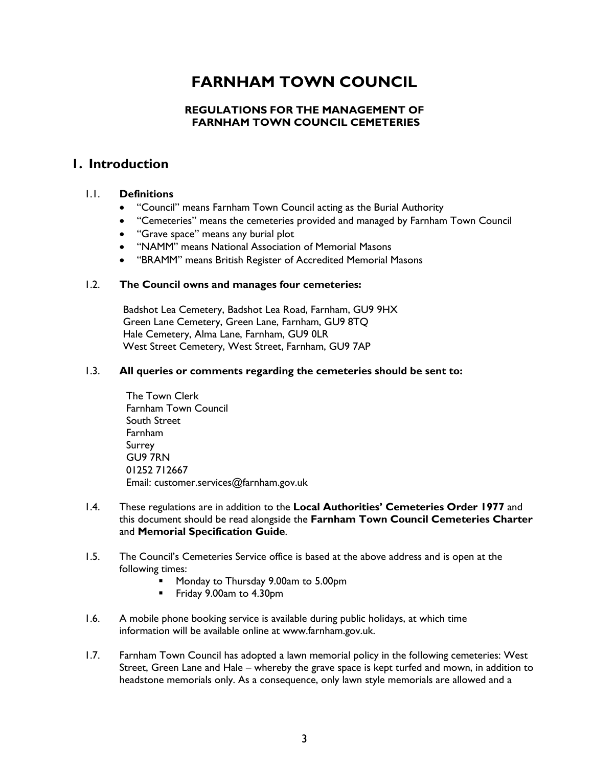# FARNHAM TOWN COUNCIL

**REGULATIONS FOR THE MANAGEMENT OF FARNHAM TOWN COUNCIL CEMETERIES**

## 1. Introduction

1.1. **Definitions**

- "Council" means Farnham Town Council acting as the Burial Authority
- "Cemeteries" means the cemeteries provided and managed by Farnham Town Council
- "Grave space" means any burial plot
- "NAMM" means National Association of Memorial Masons
- "BRAMM" means British Register of Accredited Memorial Masons

1.2. **The Council owns and manages four cemeteries:**

Badshot Lea Cemetery, Badshot Lea Road, Farnham, GU9 9HX
Green Lane Cemetery, Green Lane, Farnham, GU9 8TQ
Hale Cemetery, Alma Lane, Farnham, GU9 0LR
West Street Cemetery, West Street, Farnham, GU9 7AP

1.3. **All queries or comments regarding the cemeteries should be sent to:**

The Town Clerk
Farnham Town Council
South Street
Farnham
Surrey
GU9 7RN
01252 712667
Email: customer.services@farnham.gov.uk

1.4. These regulations are in addition to the **Local Authorities' Cemeteries Order 1977** and this document should be read alongside the **Farnham Town Council Cemeteries Charter** and **Memorial Specification Guide**.

1.5. The Council's Cemeteries Service office is based at the above address and is open at the following times:

- Monday to Thursday 9.00am to 5.00pm
- Friday 9.00am to 4.30pm

1.6. A mobile phone booking service is available during public holidays, at which time information will be available online at www.farnham.gov.uk.

1.7. Farnham Town Council has adopted a lawn memorial policy in the following cemeteries: West Street, Green Lane and Hale – whereby the grave space is kept turfed and mown, in addition to headstone memorials only. As a consequence, only lawn style memorials are allowed and a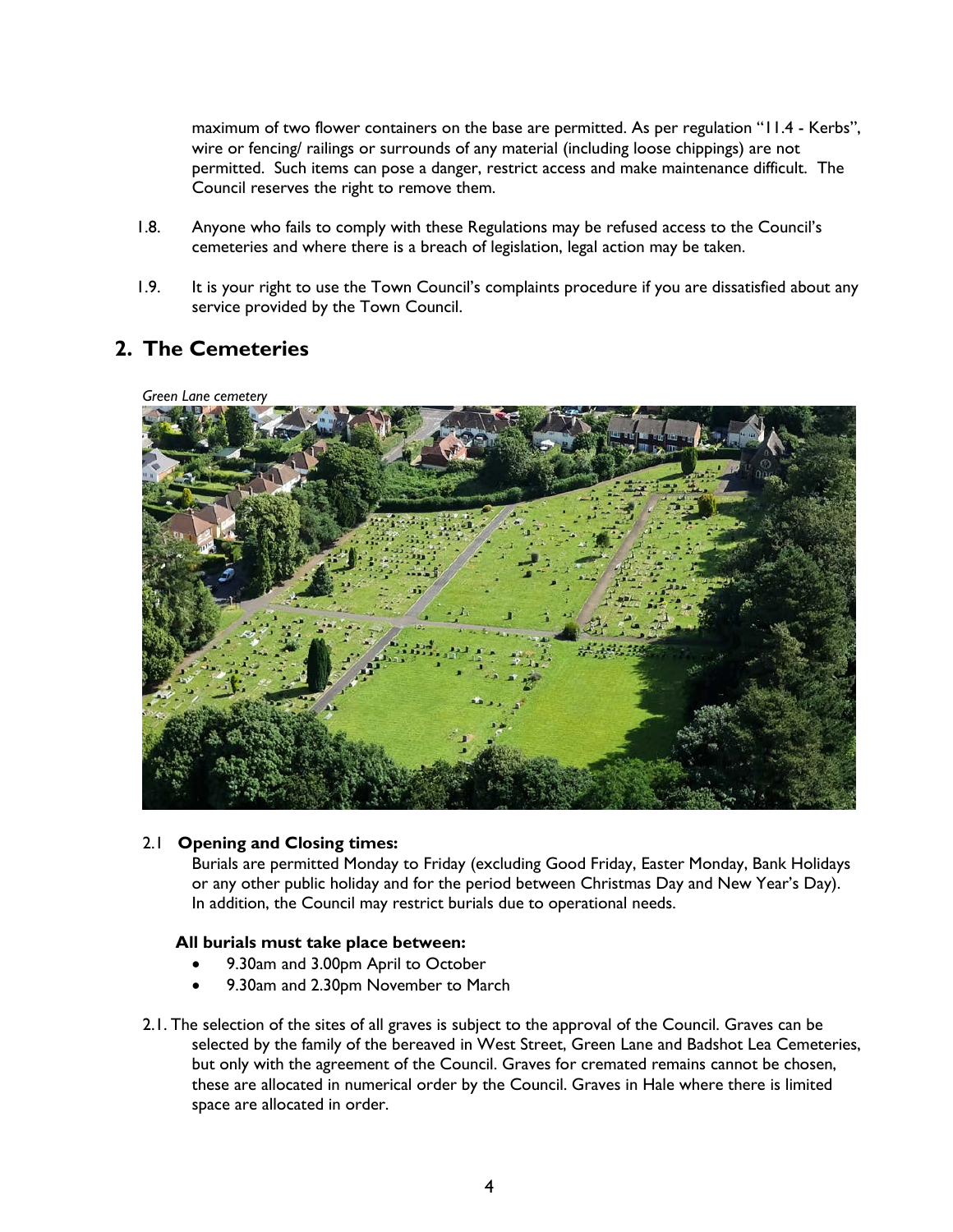maximum of two flower containers on the base are permitted. As per regulation "11.4 - Kerbs", wire or fencing/ railings or surrounds of any material (including loose chippings) are not permitted. Such items can pose a danger, restrict access and make maintenance difficult. The Council reserves the right to remove them.

1.8. Anyone who fails to comply with these Regulations may be refused access to the Council's cemeteries and where there is a breach of legislation, legal action may be taken.

1.9. It is your right to use the Town Council's complaints procedure if you are dissatisfied about any service provided by the Town Council.

## 2. The Cemeteries

*Green Lane cemetery*

2.1 **Opening and Closing times:**

Burials are permitted Monday to Friday (excluding Good Friday, Easter Monday, Bank Holidays or any other public holiday and for the period between Christmas Day and New Year's Day). In addition, the Council may restrict burials due to operational needs.

**All burials must take place between:**

- 9.30am and 3.00pm April to October
- 9.30am and 2.30pm November to March

2.1. The selection of the sites of all graves is subject to the approval of the Council. Graves can be selected by the family of the bereaved in West Street, Green Lane and Badshot Lea Cemeteries, but only with the agreement of the Council. Graves for cremated remains cannot be chosen, these are allocated in numerical order by the Council. Graves in Hale where there is limited space are allocated in order.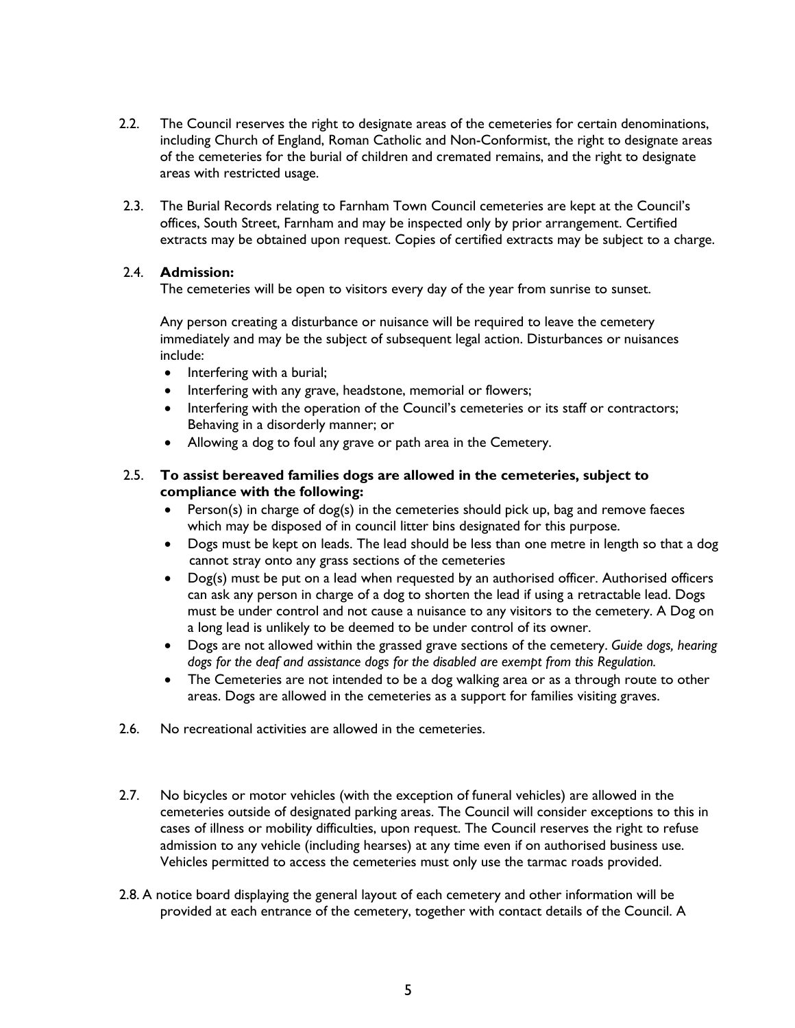2.2. The Council reserves the right to designate areas of the cemeteries for certain denominations, including Church of England, Roman Catholic and Non-Conformist, the right to designate areas of the cemeteries for the burial of children and cremated remains, and the right to designate areas with restricted usage.

2.3. The Burial Records relating to Farnham Town Council cemeteries are kept at the Council's offices, South Street, Farnham and may be inspected only by prior arrangement. Certified extracts may be obtained upon request. Copies of certified extracts may be subject to a charge.

2.4. **Admission:**

The cemeteries will be open to visitors every day of the year from sunrise to sunset.

Any person creating a disturbance or nuisance will be required to leave the cemetery immediately and may be the subject of subsequent legal action. Disturbances or nuisances include:

- Interfering with a burial;
- Interfering with any grave, headstone, memorial or flowers;
- Interfering with the operation of the Council's cemeteries or its staff or contractors; Behaving in a disorderly manner; or
- Allowing a dog to foul any grave or path area in the Cemetery.

2.5. **To assist bereaved families dogs are allowed in the cemeteries, subject to compliance with the following:**

- Person(s) in charge of dog(s) in the cemeteries should pick up, bag and remove faeces which may be disposed of in council litter bins designated for this purpose.
- Dogs must be kept on leads. The lead should be less than one metre in length so that a dog cannot stray onto any grass sections of the cemeteries
- Dog(s) must be put on a lead when requested by an authorised officer. Authorised officers can ask any person in charge of a dog to shorten the lead if using a retractable lead. Dogs must be under control and not cause a nuisance to any visitors to the cemetery. A Dog on a long lead is unlikely to be deemed to be under control of its owner.
- Dogs are not allowed within the grassed grave sections of the cemetery. *Guide dogs, hearing dogs for the deaf and assistance dogs for the disabled are exempt from this Regulation.*
- The Cemeteries are not intended to be a dog walking area or as a through route to other areas. Dogs are allowed in the cemeteries as a support for families visiting graves.

2.6. No recreational activities are allowed in the cemeteries.

2.7. No bicycles or motor vehicles (with the exception of funeral vehicles) are allowed in the cemeteries outside of designated parking areas. The Council will consider exceptions to this in cases of illness or mobility difficulties, upon request. The Council reserves the right to refuse admission to any vehicle (including hearses) at any time even if on authorised business use. Vehicles permitted to access the cemeteries must only use the tarmac roads provided.

2.8. A notice board displaying the general layout of each cemetery and other information will be provided at each entrance of the cemetery, together with contact details of the Council. A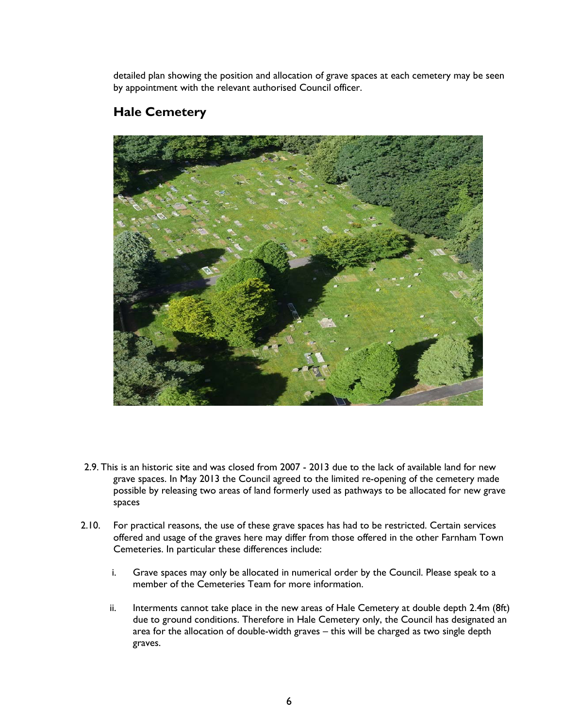detailed plan showing the position and allocation of grave spaces at each cemetery may be seen by appointment with the relevant authorised Council officer.

## Hale Cemetery

2.9. This is an historic site and was closed from 2007 - 2013 due to the lack of available land for new grave spaces. In May 2013 the Council agreed to the limited re-opening of the cemetery made possible by releasing two areas of land formerly used as pathways to be allocated for new grave spaces

2.10. For practical reasons, the use of these grave spaces has had to be restricted. Certain services offered and usage of the graves here may differ from those offered in the other Farnham Town Cemeteries. In particular these differences include:

i. Grave spaces may only be allocated in numerical order by the Council. Please speak to a member of the Cemeteries Team for more information.

ii. Interments cannot take place in the new areas of Hale Cemetery at double depth 2.4m (8ft) due to ground conditions. Therefore in Hale Cemetery only, the Council has designated an area for the allocation of double-width graves – this will be charged as two single depth graves.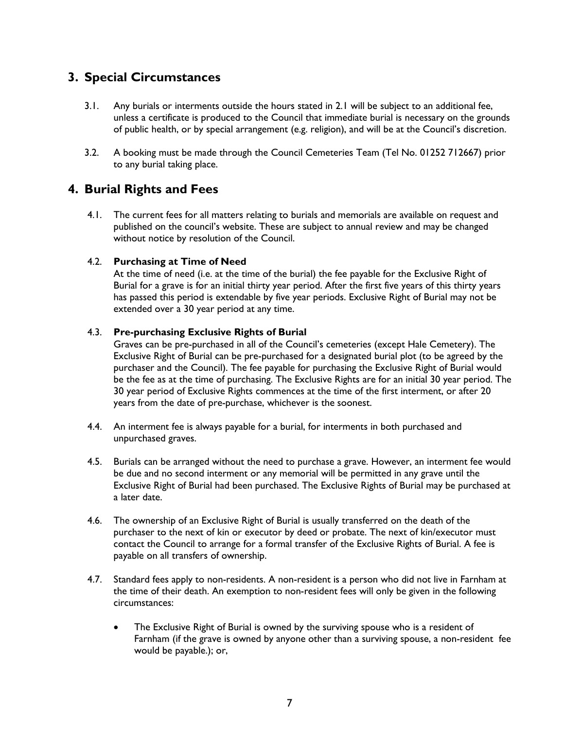## 3. Special Circumstances

3.1. Any burials or interments outside the hours stated in 2.1 will be subject to an additional fee, unless a certificate is produced to the Council that immediate burial is necessary on the grounds of public health, or by special arrangement (e.g. religion), and will be at the Council's discretion.

3.2. A booking must be made through the Council Cemeteries Team (Tel No. 01252 712667) prior to any burial taking place.

## 4. Burial Rights and Fees

4.1. The current fees for all matters relating to burials and memorials are available on request and published on the council's website. These are subject to annual review and may be changed without notice by resolution of the Council.

4.2. **Purchasing at Time of Need**
At the time of need (i.e. at the time of the burial) the fee payable for the Exclusive Right of Burial for a grave is for an initial thirty year period. After the first five years of this thirty years has passed this period is extendable by five year periods. Exclusive Right of Burial may not be extended over a 30 year period at any time.

4.3. **Pre-purchasing Exclusive Rights of Burial**
Graves can be pre-purchased in all of the Council's cemeteries (except Hale Cemetery). The Exclusive Right of Burial can be pre-purchased for a designated burial plot (to be agreed by the purchaser and the Council). The fee payable for purchasing the Exclusive Right of Burial would be the fee as at the time of purchasing. The Exclusive Rights are for an initial 30 year period. The 30 year period of Exclusive Rights commences at the time of the first interment, or after 20 years from the date of pre-purchase, whichever is the soonest.

4.4. An interment fee is always payable for a burial, for interments in both purchased and unpurchased graves.

4.5. Burials can be arranged without the need to purchase a grave. However, an interment fee would be due and no second interment or any memorial will be permitted in any grave until the Exclusive Right of Burial had been purchased. The Exclusive Rights of Burial may be purchased at a later date.

4.6. The ownership of an Exclusive Right of Burial is usually transferred on the death of the purchaser to the next of kin or executor by deed or probate. The next of kin/executor must contact the Council to arrange for a formal transfer of the Exclusive Rights of Burial. A fee is payable on all transfers of ownership.

4.7. Standard fees apply to non-residents. A non-resident is a person who did not live in Farnham at the time of their death. An exemption to non-resident fees will only be given in the following circumstances:

- The Exclusive Right of Burial is owned by the surviving spouse who is a resident of Farnham (if the grave is owned by anyone other than a surviving spouse, a non-resident fee would be payable.); or,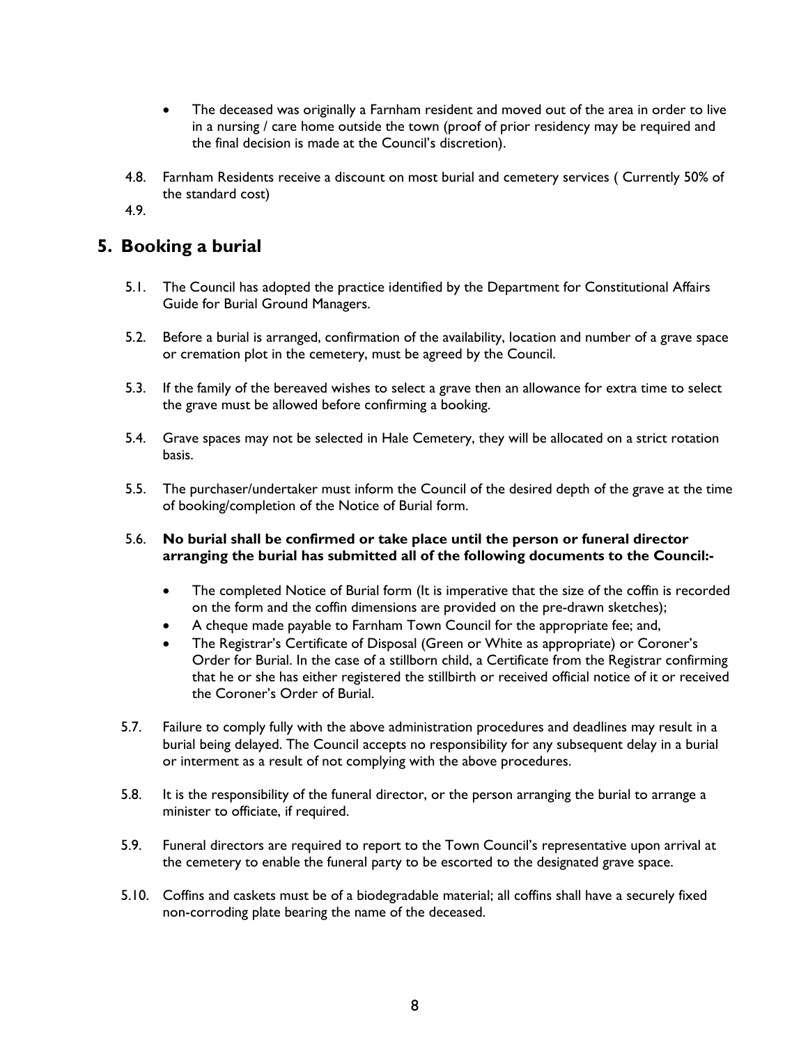- The deceased was originally a Farnham resident and moved out of the area in order to live in a nursing / care home outside the town (proof of prior residency may be required and the final decision is made at the Council's discretion).

4.8. Farnham Residents receive a discount on most burial and cemetery services ( Currently 50% of the standard cost)

4.9.

## 5. Booking a burial

5.1. The Council has adopted the practice identified by the Department for Constitutional Affairs Guide for Burial Ground Managers.

5.2. Before a burial is arranged, confirmation of the availability, location and number of a grave space or cremation plot in the cemetery, must be agreed by the Council.

5.3. If the family of the bereaved wishes to select a grave then an allowance for extra time to select the grave must be allowed before confirming a booking.

5.4. Grave spaces may not be selected in Hale Cemetery, they will be allocated on a strict rotation basis.

5.5. The purchaser/undertaker must inform the Council of the desired depth of the grave at the time of booking/completion of the Notice of Burial form.

5.6. **No burial shall be confirmed or take place until the person or funeral director arranging the burial has submitted all of the following documents to the Council:-**

- The completed Notice of Burial form (It is imperative that the size of the coffin is recorded on the form and the coffin dimensions are provided on the pre-drawn sketches);
- A cheque made payable to Farnham Town Council for the appropriate fee; and,
- The Registrar's Certificate of Disposal (Green or White as appropriate) or Coroner's Order for Burial. In the case of a stillborn child, a Certificate from the Registrar confirming that he or she has either registered the stillbirth or received official notice of it or received the Coroner's Order of Burial.

5.7. Failure to comply fully with the above administration procedures and deadlines may result in a burial being delayed. The Council accepts no responsibility for any subsequent delay in a burial or interment as a result of not complying with the above procedures.

5.8. It is the responsibility of the funeral director, or the person arranging the burial to arrange a minister to officiate, if required.

5.9. Funeral directors are required to report to the Town Council's representative upon arrival at the cemetery to enable the funeral party to be escorted to the designated grave space.

5.10. Coffins and caskets must be of a biodegradable material; all coffins shall have a securely fixed non-corroding plate bearing the name of the deceased.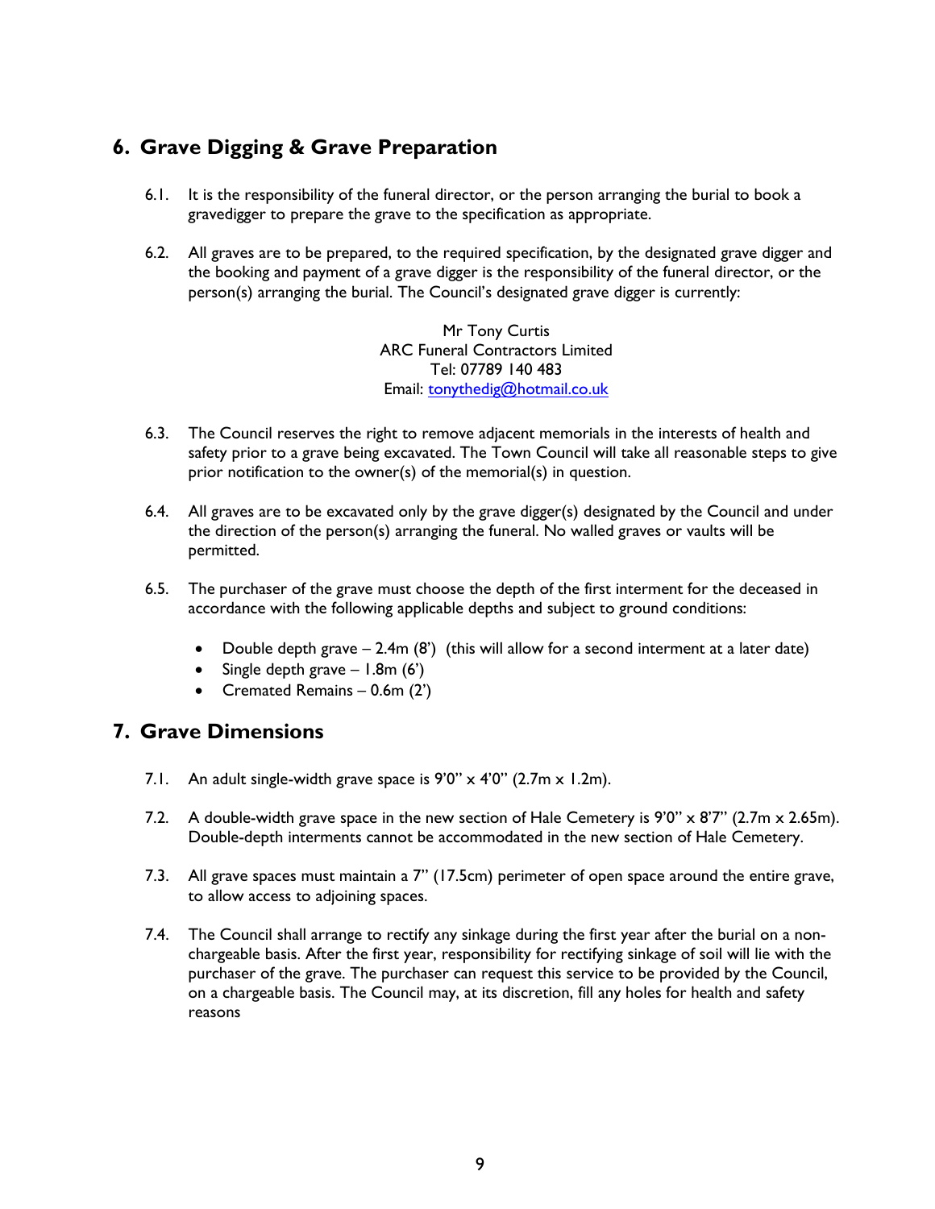## 6. Grave Digging & Grave Preparation

6.1. It is the responsibility of the funeral director, or the person arranging the burial to book a gravedigger to prepare the grave to the specification as appropriate.

6.2. All graves are to be prepared, to the required specification, by the designated grave digger and the booking and payment of a grave digger is the responsibility of the funeral director, or the person(s) arranging the burial. The Council's designated grave digger is currently:

Mr Tony Curtis
ARC Funeral Contractors Limited
Tel: 07789 140 483
Email: tonythedig@hotmail.co.uk

6.3. The Council reserves the right to remove adjacent memorials in the interests of health and safety prior to a grave being excavated. The Town Council will take all reasonable steps to give prior notification to the owner(s) of the memorial(s) in question.

6.4. All graves are to be excavated only by the grave digger(s) designated by the Council and under the direction of the person(s) arranging the funeral. No walled graves or vaults will be permitted.

6.5. The purchaser of the grave must choose the depth of the first interment for the deceased in accordance with the following applicable depths and subject to ground conditions:

- Double depth grave – 2.4m (8') (this will allow for a second interment at a later date)
- Single depth grave – 1.8m (6')
- Cremated Remains – 0.6m (2')

## 7. Grave Dimensions

7.1. An adult single-width grave space is 9'0" x 4'0" (2.7m x 1.2m).

7.2. A double-width grave space in the new section of Hale Cemetery is 9'0" x 8'7" (2.7m x 2.65m). Double-depth interments cannot be accommodated in the new section of Hale Cemetery.

7.3. All grave spaces must maintain a 7" (17.5cm) perimeter of open space around the entire grave, to allow access to adjoining spaces.

7.4. The Council shall arrange to rectify any sinkage during the first year after the burial on a non-chargeable basis. After the first year, responsibility for rectifying sinkage of soil will lie with the purchaser of the grave. The purchaser can request this service to be provided by the Council, on a chargeable basis. The Council may, at its discretion, fill any holes for health and safety reasons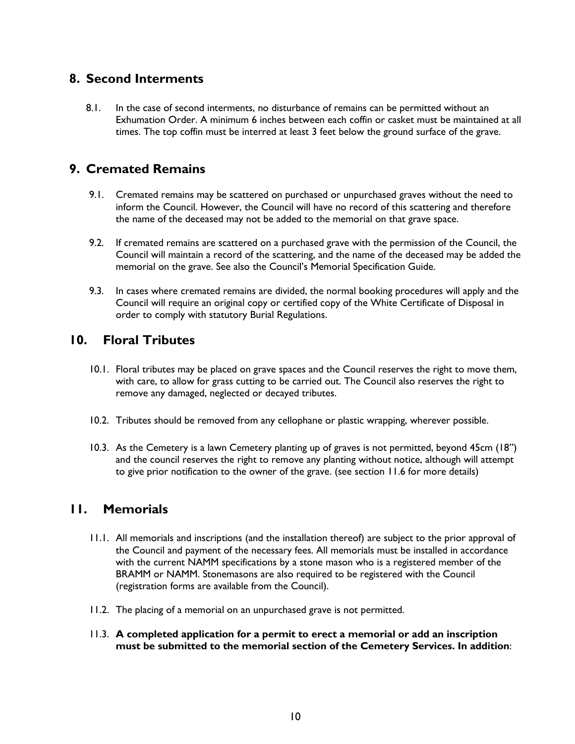## 8. Second Interments

8.1. In the case of second interments, no disturbance of remains can be permitted without an Exhumation Order. A minimum 6 inches between each coffin or casket must be maintained at all times. The top coffin must be interred at least 3 feet below the ground surface of the grave.

## 9. Cremated Remains

9.1. Cremated remains may be scattered on purchased or unpurchased graves without the need to inform the Council. However, the Council will have no record of this scattering and therefore the name of the deceased may not be added to the memorial on that grave space.

9.2. If cremated remains are scattered on a purchased grave with the permission of the Council, the Council will maintain a record of the scattering, and the name of the deceased may be added the memorial on the grave. See also the Council's Memorial Specification Guide.

9.3. In cases where cremated remains are divided, the normal booking procedures will apply and the Council will require an original copy or certified copy of the White Certificate of Disposal in order to comply with statutory Burial Regulations.

## 10. Floral Tributes

10.1. Floral tributes may be placed on grave spaces and the Council reserves the right to move them, with care, to allow for grass cutting to be carried out. The Council also reserves the right to remove any damaged, neglected or decayed tributes.

10.2. Tributes should be removed from any cellophane or plastic wrapping, wherever possible.

10.3. As the Cemetery is a lawn Cemetery planting up of graves is not permitted, beyond 45cm (18") and the council reserves the right to remove any planting without notice, although will attempt to give prior notification to the owner of the grave. (see section 11.6 for more details)

## 11. Memorials

11.1. All memorials and inscriptions (and the installation thereof) are subject to the prior approval of the Council and payment of the necessary fees. All memorials must be installed in accordance with the current NAMM specifications by a stone mason who is a registered member of the BRAMM or NAMM. Stonemasons are also required to be registered with the Council (registration forms are available from the Council).

11.2. The placing of a memorial on an unpurchased grave is not permitted.

11.3. **A completed application for a permit to erect a memorial or add an inscription must be submitted to the memorial section of the Cemetery Services. In addition**: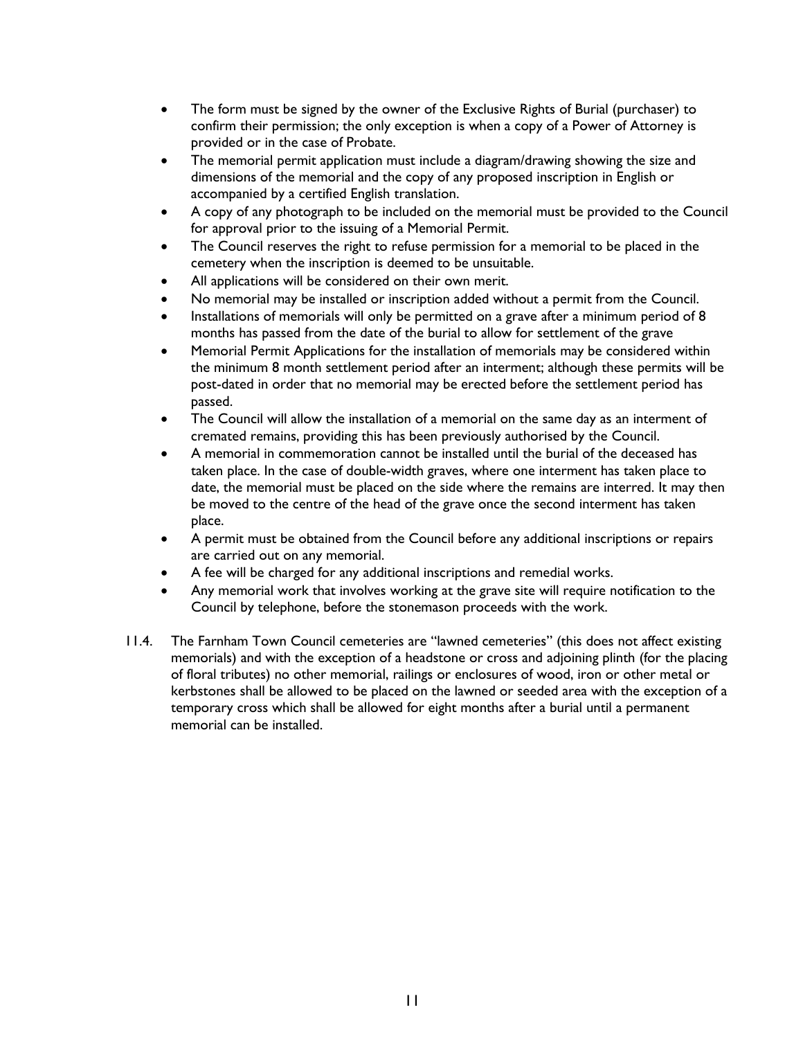- The form must be signed by the owner of the Exclusive Rights of Burial (purchaser) to confirm their permission; the only exception is when a copy of a Power of Attorney is provided or in the case of Probate.
- The memorial permit application must include a diagram/drawing showing the size and dimensions of the memorial and the copy of any proposed inscription in English or accompanied by a certified English translation.
- A copy of any photograph to be included on the memorial must be provided to the Council for approval prior to the issuing of a Memorial Permit.
- The Council reserves the right to refuse permission for a memorial to be placed in the cemetery when the inscription is deemed to be unsuitable.
- All applications will be considered on their own merit.
- No memorial may be installed or inscription added without a permit from the Council.
- Installations of memorials will only be permitted on a grave after a minimum period of 8 months has passed from the date of the burial to allow for settlement of the grave
- Memorial Permit Applications for the installation of memorials may be considered within the minimum 8 month settlement period after an interment; although these permits will be post-dated in order that no memorial may be erected before the settlement period has passed.
- The Council will allow the installation of a memorial on the same day as an interment of cremated remains, providing this has been previously authorised by the Council.
- A memorial in commemoration cannot be installed until the burial of the deceased has taken place. In the case of double-width graves, where one interment has taken place to date, the memorial must be placed on the side where the remains are interred. It may then be moved to the centre of the head of the grave once the second interment has taken place.
- A permit must be obtained from the Council before any additional inscriptions or repairs are carried out on any memorial.
- A fee will be charged for any additional inscriptions and remedial works.
- Any memorial work that involves working at the grave site will require notification to the Council by telephone, before the stonemason proceeds with the work.

11.4. The Farnham Town Council cemeteries are "lawned cemeteries" (this does not affect existing memorials) and with the exception of a headstone or cross and adjoining plinth (for the placing of floral tributes) no other memorial, railings or enclosures of wood, iron or other metal or kerbstones shall be allowed to be placed on the lawned or seeded area with the exception of a temporary cross which shall be allowed for eight months after a burial until a permanent memorial can be installed.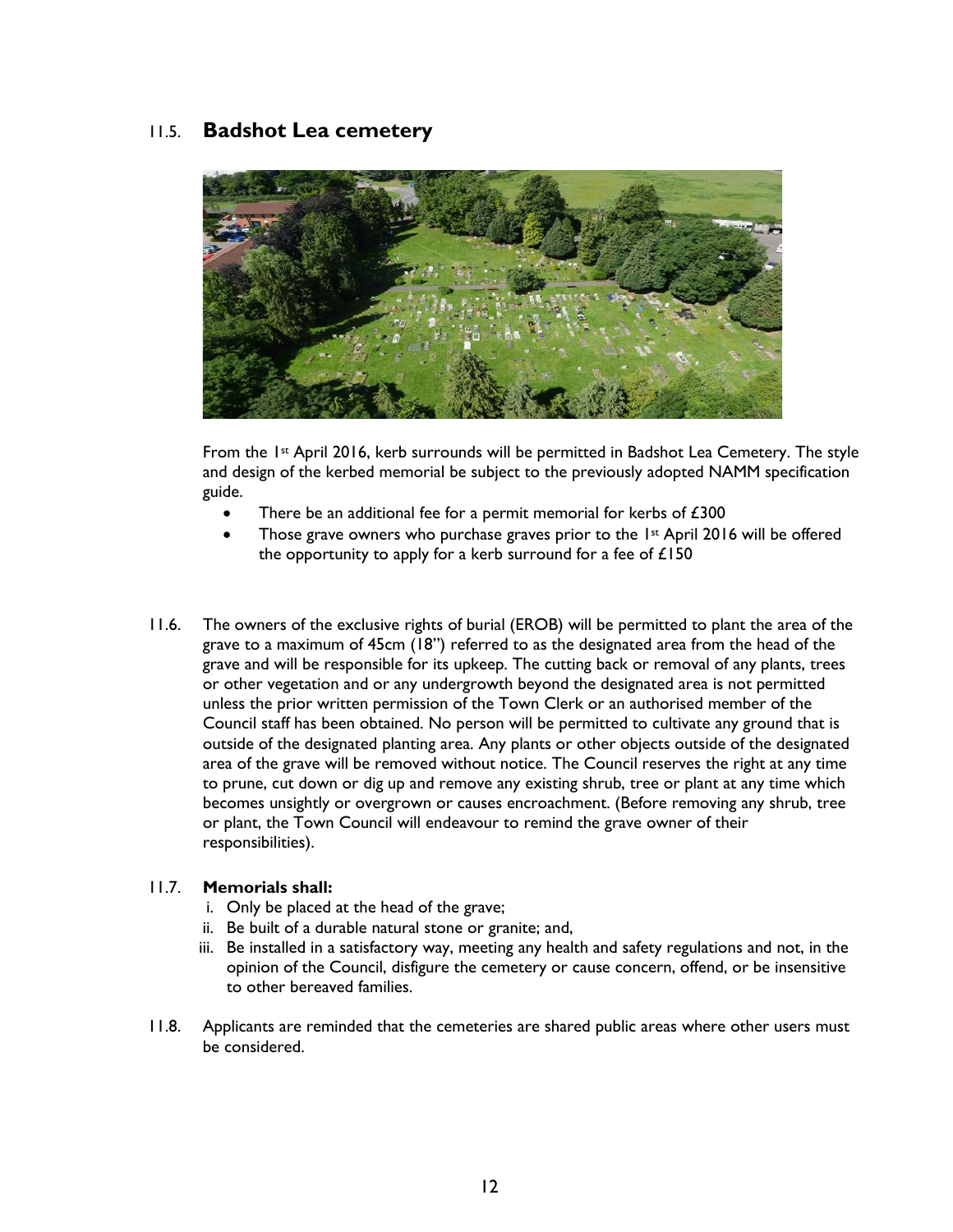## 11.5. Badshot Lea cemetery

From the 1st April 2016, kerb surrounds will be permitted in Badshot Lea Cemetery. The style and design of the kerbed memorial be subject to the previously adopted NAMM specification guide.

- There be an additional fee for a permit memorial for kerbs of £300
- Those grave owners who purchase graves prior to the 1st April 2016 will be offered the opportunity to apply for a kerb surround for a fee of £150

11.6. The owners of the exclusive rights of burial (EROB) will be permitted to plant the area of the grave to a maximum of 45cm (18") referred to as the designated area from the head of the grave and will be responsible for its upkeep. The cutting back or removal of any plants, trees or other vegetation and or any undergrowth beyond the designated area is not permitted unless the prior written permission of the Town Clerk or an authorised member of the Council staff has been obtained. No person will be permitted to cultivate any ground that is outside of the designated planting area. Any plants or other objects outside of the designated area of the grave will be removed without notice. The Council reserves the right at any time to prune, cut down or dig up and remove any existing shrub, tree or plant at any time which becomes unsightly or overgrown or causes encroachment. (Before removing any shrub, tree or plant, the Town Council will endeavour to remind the grave owner of their responsibilities).

11.7. **Memorials shall:**

i. Only be placed at the head of the grave;
ii. Be built of a durable natural stone or granite; and,
iii. Be installed in a satisfactory way, meeting any health and safety regulations and not, in the opinion of the Council, disfigure the cemetery or cause concern, offend, or be insensitive to other bereaved families.

11.8. Applicants are reminded that the cemeteries are shared public areas where other users must be considered.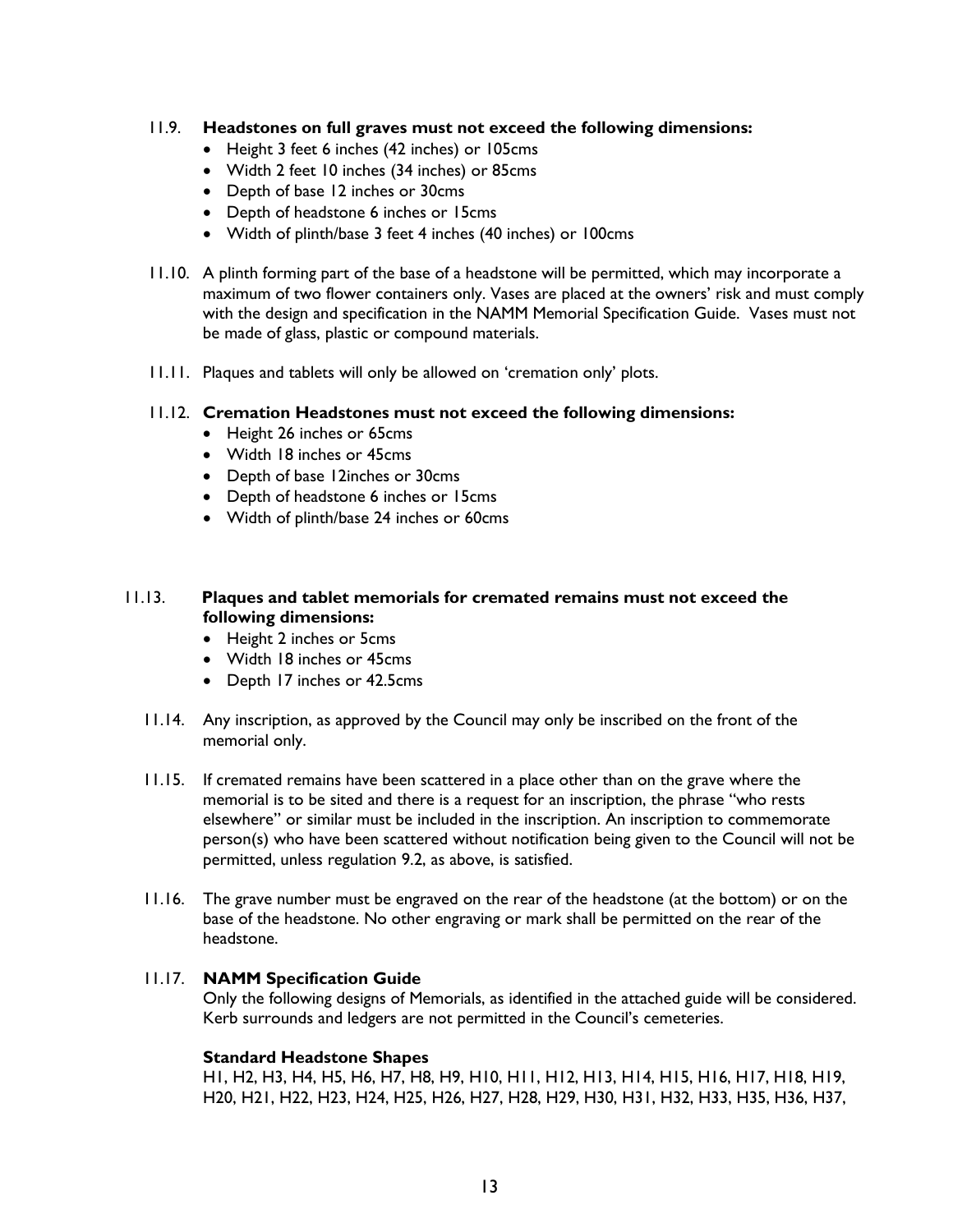11.9. **Headstones on full graves must not exceed the following dimensions:**

- Height 3 feet 6 inches (42 inches) or 105cms
- Width 2 feet 10 inches (34 inches) or 85cms
- Depth of base 12 inches or 30cms
- Depth of headstone 6 inches or 15cms
- Width of plinth/base 3 feet 4 inches (40 inches) or 100cms

11.10. A plinth forming part of the base of a headstone will be permitted, which may incorporate a maximum of two flower containers only. Vases are placed at the owners' risk and must comply with the design and specification in the NAMM Memorial Specification Guide. Vases must not be made of glass, plastic or compound materials.

11.11. Plaques and tablets will only be allowed on 'cremation only' plots.

11.12. **Cremation Headstones must not exceed the following dimensions:**

- Height 26 inches or 65cms
- Width 18 inches or 45cms
- Depth of base 12inches or 30cms
- Depth of headstone 6 inches or 15cms
- Width of plinth/base 24 inches or 60cms

11.13. **Plaques and tablet memorials for cremated remains must not exceed the following dimensions:**

- Height 2 inches or 5cms
- Width 18 inches or 45cms
- Depth 17 inches or 42.5cms

11.14. Any inscription, as approved by the Council may only be inscribed on the front of the memorial only.

11.15. If cremated remains have been scattered in a place other than on the grave where the memorial is to be sited and there is a request for an inscription, the phrase "who rests elsewhere" or similar must be included in the inscription. An inscription to commemorate person(s) who have been scattered without notification being given to the Council will not be permitted, unless regulation 9.2, as above, is satisfied.

11.16. The grave number must be engraved on the rear of the headstone (at the bottom) or on the base of the headstone. No other engraving or mark shall be permitted on the rear of the headstone.

11.17. **NAMM Specification Guide**

Only the following designs of Memorials, as identified in the attached guide will be considered. Kerb surrounds and ledgers are not permitted in the Council's cemeteries.

**Standard Headstone Shapes**

H1, H2, H3, H4, H5, H6, H7, H8, H9, H10, H11, H12, H13, H14, H15, H16, H17, H18, H19, H20, H21, H22, H23, H24, H25, H26, H27, H28, H29, H30, H31, H32, H33, H35, H36, H37,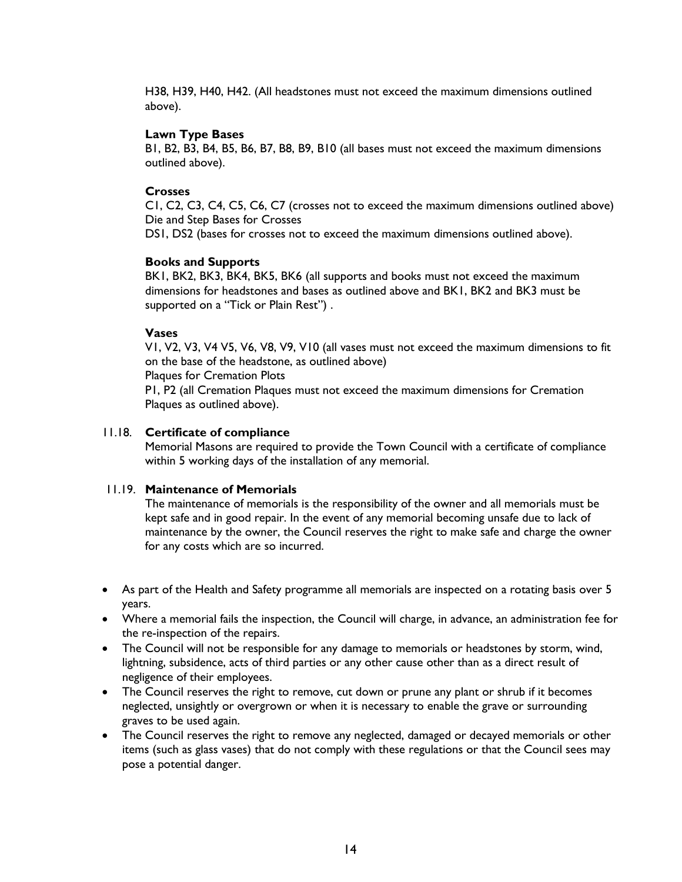H38, H39, H40, H42. (All headstones must not exceed the maximum dimensions outlined above).

**Lawn Type Bases**

B1, B2, B3, B4, B5, B6, B7, B8, B9, B10 (all bases must not exceed the maximum dimensions outlined above).

**Crosses**

C1, C2, C3, C4, C5, C6, C7 (crosses not to exceed the maximum dimensions outlined above)
Die and Step Bases for Crosses
DS1, DS2 (bases for crosses not to exceed the maximum dimensions outlined above).

**Books and Supports**

BK1, BK2, BK3, BK4, BK5, BK6 (all supports and books must not exceed the maximum dimensions for headstones and bases as outlined above and BK1, BK2 and BK3 must be supported on a "Tick or Plain Rest") .

**Vases**

V1, V2, V3, V4 V5, V6, V8, V9, V10 (all vases must not exceed the maximum dimensions to fit on the base of the headstone, as outlined above)
Plaques for Cremation Plots
P1, P2 (all Cremation Plaques must not exceed the maximum dimensions for Cremation Plaques as outlined above).

11.18. **Certificate of compliance**

Memorial Masons are required to provide the Town Council with a certificate of compliance within 5 working days of the installation of any memorial.

11.19. **Maintenance of Memorials**

The maintenance of memorials is the responsibility of the owner and all memorials must be kept safe and in good repair. In the event of any memorial becoming unsafe due to lack of maintenance by the owner, the Council reserves the right to make safe and charge the owner for any costs which are so incurred.

- As part of the Health and Safety programme all memorials are inspected on a rotating basis over 5 years.
- Where a memorial fails the inspection, the Council will charge, in advance, an administration fee for the re-inspection of the repairs.
- The Council will not be responsible for any damage to memorials or headstones by storm, wind, lightning, subsidence, acts of third parties or any other cause other than as a direct result of negligence of their employees.
- The Council reserves the right to remove, cut down or prune any plant or shrub if it becomes neglected, unsightly or overgrown or when it is necessary to enable the grave or surrounding graves to be used again.
- The Council reserves the right to remove any neglected, damaged or decayed memorials or other items (such as glass vases) that do not comply with these regulations or that the Council sees may pose a potential danger.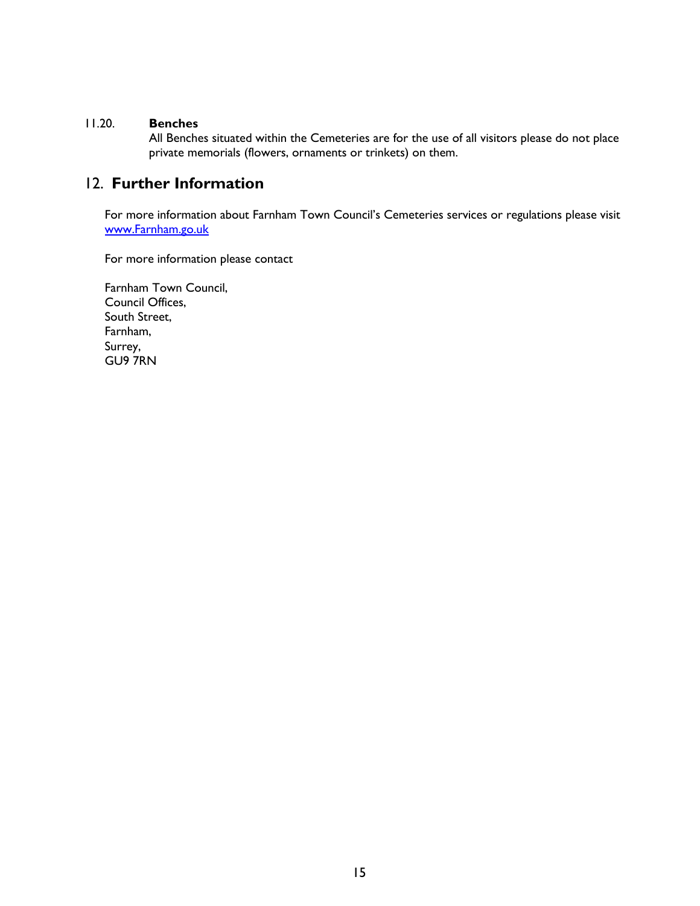11.20. **Benches**

All Benches situated within the Cemeteries are for the use of all visitors please do not place private memorials (flowers, ornaments or trinkets) on them.

## 12. Further Information

For more information about Farnham Town Council's Cemeteries services or regulations please visit [www.Farnham.go.uk](http://www.Farnham.go.uk)

For more information please contact

Farnham Town Council,
Council Offices,
South Street,
Farnham,
Surrey,
GU9 7RN